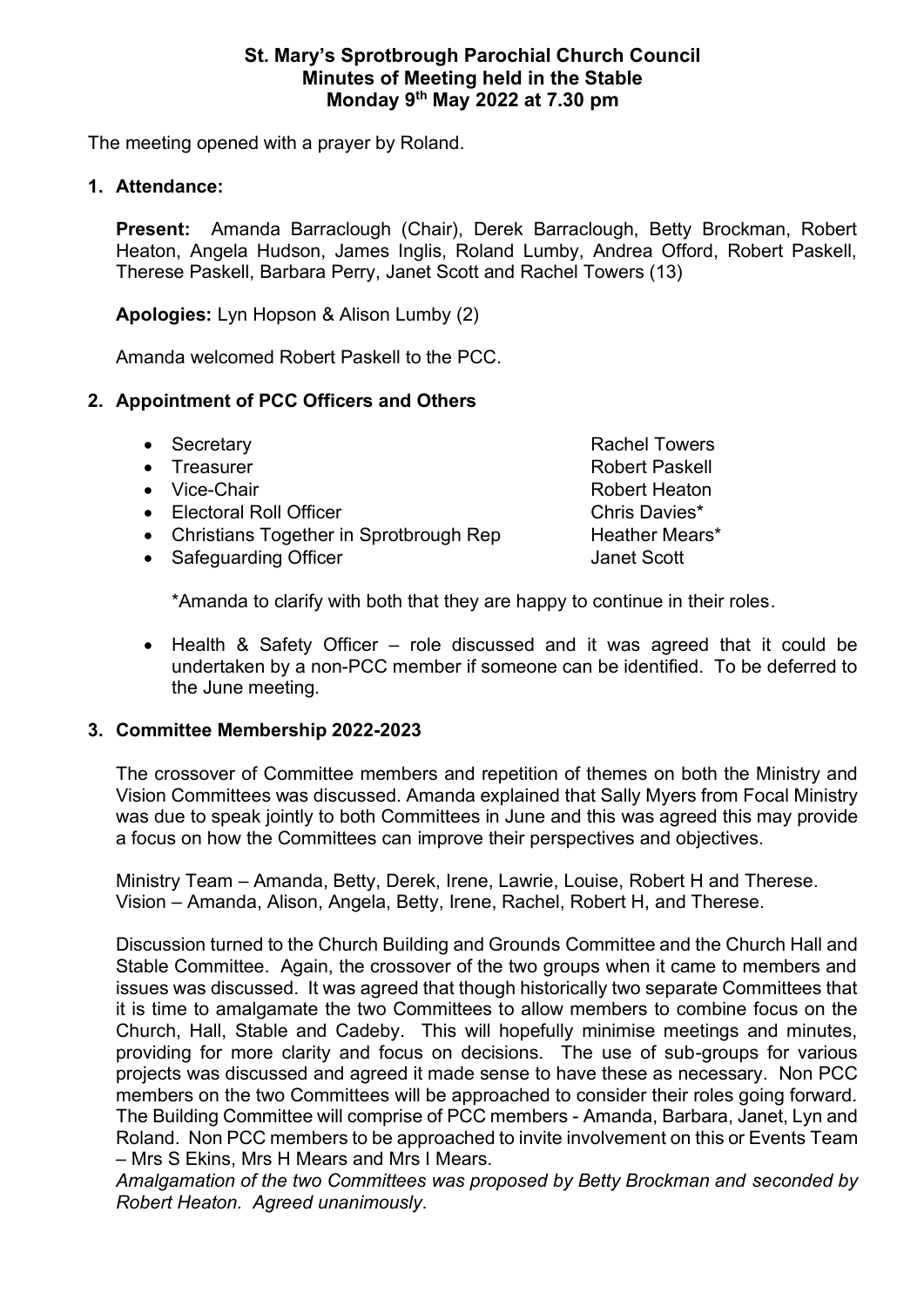# St. Mary's Sprotbrough Parochial Church Council
## Minutes of Meeting held in the Stable
## Monday 9th May 2022 at 7.30 pm

The meeting opened with a prayer by Roland.

### 1. Attendance:

**Present:** Amanda Barraclough (Chair), Derek Barraclough, Betty Brockman, Robert Heaton, Angela Hudson, James Inglis, Roland Lumby, Andrea Offord, Robert Paskell, Therese Paskell, Barbara Perry, Janet Scott and Rachel Towers (13)

**Apologies:** Lyn Hopson & Alison Lumby (2)

Amanda welcomed Robert Paskell to the PCC.

### 2. Appointment of PCC Officers and Others

| | |
|---|---|
| • Secretary | Rachel Towers |
| • Treasurer | Robert Paskell |
| • Vice-Chair | Robert Heaton |
| • Electoral Roll Officer | Chris Davies* |
| • Christians Together in Sprotbrough Rep | Heather Mears* |
| • Safeguarding Officer | Janet Scott |

*Amanda to clarify with both that they are happy to continue in their roles.

- Health & Safety Officer – role discussed and it was agreed that it could be undertaken by a non-PCC member if someone can be identified. To be deferred to the June meeting.

### 3. Committee Membership 2022-2023

The crossover of Committee members and repetition of themes on both the Ministry and Vision Committees was discussed. Amanda explained that Sally Myers from Focal Ministry was due to speak jointly to both Committees in June and this was agreed this may provide a focus on how the Committees can improve their perspectives and objectives.

Ministry Team – Amanda, Betty, Derek, Irene, Lawrie, Louise, Robert H and Therese.
Vision – Amanda, Alison, Angela, Betty, Irene, Rachel, Robert H, and Therese.

Discussion turned to the Church Building and Grounds Committee and the Church Hall and Stable Committee. Again, the crossover of the two groups when it came to members and issues was discussed. It was agreed that though historically two separate Committees that it is time to amalgamate the two Committees to allow members to combine focus on the Church, Hall, Stable and Cadeby. This will hopefully minimise meetings and minutes, providing for more clarity and focus on decisions. The use of sub-groups for various projects was discussed and agreed it made sense to have these as necessary. Non PCC members on the two Committees will be approached to consider their roles going forward. The Building Committee will comprise of PCC members - Amanda, Barbara, Janet, Lyn and Roland. Non PCC members to be approached to invite involvement on this or Events Team – Mrs S Ekins, Mrs H Mears and Mrs I Mears.

*Amalgamation of the two Committees was proposed by Betty Brockman and seconded by Robert Heaton. Agreed unanimously.*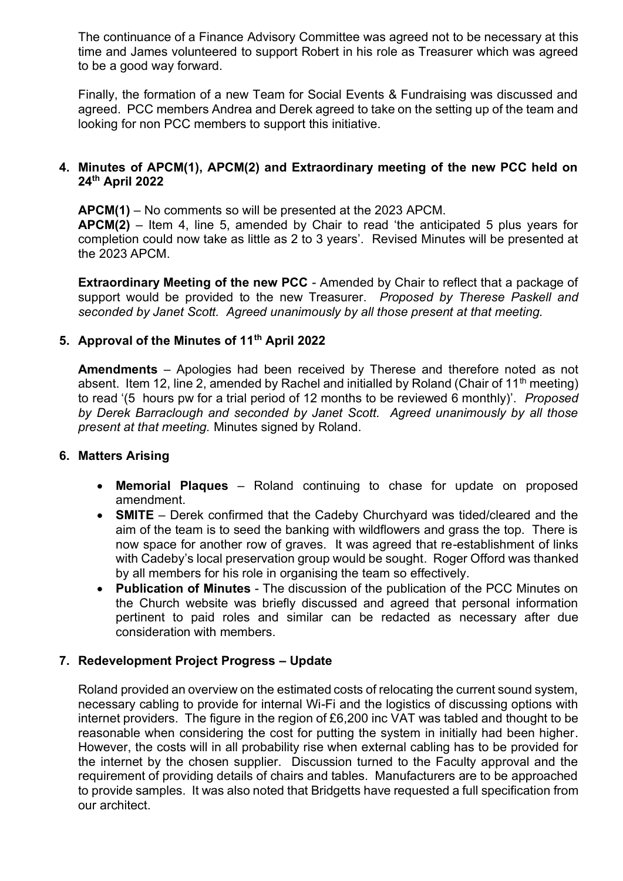The continuance of a Finance Advisory Committee was agreed not to be necessary at this time and James volunteered to support Robert in his role as Treasurer which was agreed to be a good way forward.

Finally, the formation of a new Team for Social Events & Fundraising was discussed and agreed. PCC members Andrea and Derek agreed to take on the setting up of the team and looking for non PCC members to support this initiative.

## 4. Minutes of APCM(1), APCM(2) and Extraordinary meeting of the new PCC held on 24th April 2022

**APCM(1)** – No comments so will be presented at the 2023 APCM.
**APCM(2)** – Item 4, line 5, amended by Chair to read 'the anticipated 5 plus years for completion could now take as little as 2 to 3 years'. Revised Minutes will be presented at the 2023 APCM.

**Extraordinary Meeting of the new PCC** - Amended by Chair to reflect that a package of support would be provided to the new Treasurer. *Proposed by Therese Paskell and seconded by Janet Scott. Agreed unanimously by all those present at that meeting.*

## 5. Approval of the Minutes of 11th April 2022

**Amendments** – Apologies had been received by Therese and therefore noted as not absent. Item 12, line 2, amended by Rachel and initialled by Roland (Chair of 11th meeting) to read '(5 hours pw for a trial period of 12 months to be reviewed 6 monthly)'. *Proposed by Derek Barraclough and seconded by Janet Scott. Agreed unanimously by all those present at that meeting.* Minutes signed by Roland.

## 6. Matters Arising

- **Memorial Plaques** – Roland continuing to chase for update on proposed amendment.
- **SMITE** – Derek confirmed that the Cadeby Churchyard was tided/cleared and the aim of the team is to seed the banking with wildflowers and grass the top. There is now space for another row of graves. It was agreed that re-establishment of links with Cadeby's local preservation group would be sought. Roger Offord was thanked by all members for his role in organising the team so effectively.
- **Publication of Minutes** - The discussion of the publication of the PCC Minutes on the Church website was briefly discussed and agreed that personal information pertinent to paid roles and similar can be redacted as necessary after due consideration with members.

## 7. Redevelopment Project Progress – Update

Roland provided an overview on the estimated costs of relocating the current sound system, necessary cabling to provide for internal Wi-Fi and the logistics of discussing options with internet providers. The figure in the region of £6,200 inc VAT was tabled and thought to be reasonable when considering the cost for putting the system in initially had been higher. However, the costs will in all probability rise when external cabling has to be provided for the internet by the chosen supplier. Discussion turned to the Faculty approval and the requirement of providing details of chairs and tables. Manufacturers are to be approached to provide samples. It was also noted that Bridgetts have requested a full specification from our architect.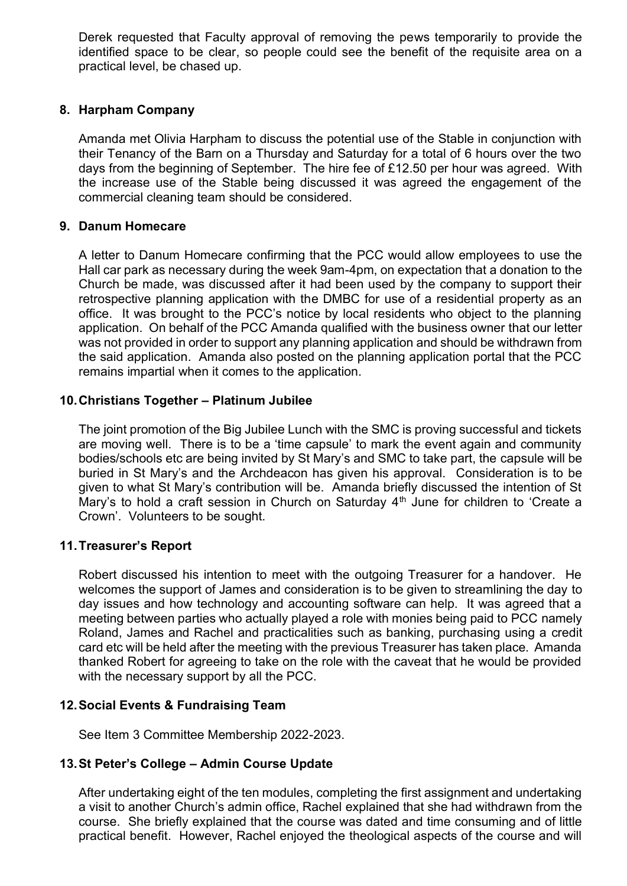Derek requested that Faculty approval of removing the pews temporarily to provide the identified space to be clear, so people could see the benefit of the requisite area on a practical level, be chased up.

## 8. Harpham Company

Amanda met Olivia Harpham to discuss the potential use of the Stable in conjunction with their Tenancy of the Barn on a Thursday and Saturday for a total of 6 hours over the two days from the beginning of September. The hire fee of £12.50 per hour was agreed. With the increase use of the Stable being discussed it was agreed the engagement of the commercial cleaning team should be considered.

## 9. Danum Homecare

A letter to Danum Homecare confirming that the PCC would allow employees to use the Hall car park as necessary during the week 9am-4pm, on expectation that a donation to the Church be made, was discussed after it had been used by the company to support their retrospective planning application with the DMBC for use of a residential property as an office. It was brought to the PCC's notice by local residents who object to the planning application. On behalf of the PCC Amanda qualified with the business owner that our letter was not provided in order to support any planning application and should be withdrawn from the said application. Amanda also posted on the planning application portal that the PCC remains impartial when it comes to the application.

## 10. Christians Together – Platinum Jubilee

The joint promotion of the Big Jubilee Lunch with the SMC is proving successful and tickets are moving well. There is to be a 'time capsule' to mark the event again and community bodies/schools etc are being invited by St Mary's and SMC to take part, the capsule will be buried in St Mary's and the Archdeacon has given his approval. Consideration is to be given to what St Mary's contribution will be. Amanda briefly discussed the intention of St Mary's to hold a craft session in Church on Saturday 4th June for children to 'Create a Crown'. Volunteers to be sought.

## 11. Treasurer's Report

Robert discussed his intention to meet with the outgoing Treasurer for a handover. He welcomes the support of James and consideration is to be given to streamlining the day to day issues and how technology and accounting software can help. It was agreed that a meeting between parties who actually played a role with monies being paid to PCC namely Roland, James and Rachel and practicalities such as banking, purchasing using a credit card etc will be held after the meeting with the previous Treasurer has taken place. Amanda thanked Robert for agreeing to take on the role with the caveat that he would be provided with the necessary support by all the PCC.

## 12. Social Events & Fundraising Team

See Item 3 Committee Membership 2022-2023.

## 13. St Peter's College – Admin Course Update

After undertaking eight of the ten modules, completing the first assignment and undertaking a visit to another Church's admin office, Rachel explained that she had withdrawn from the course. She briefly explained that the course was dated and time consuming and of little practical benefit. However, Rachel enjoyed the theological aspects of the course and will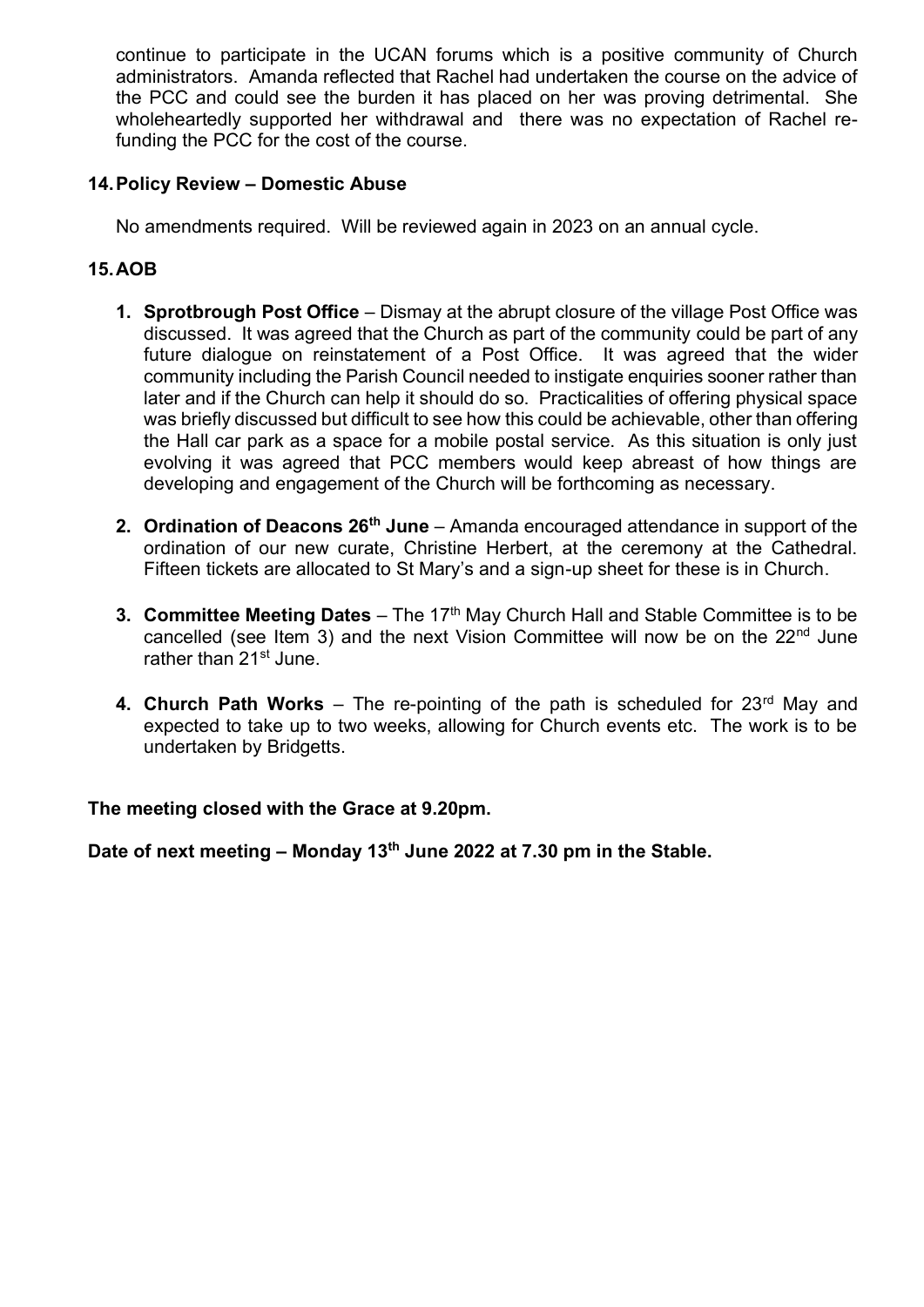continue to participate in the UCAN forums which is a positive community of Church administrators. Amanda reflected that Rachel had undertaken the course on the advice of the PCC and could see the burden it has placed on her was proving detrimental. She wholeheartedly supported her withdrawal and there was no expectation of Rachel re-funding the PCC for the cost of the course.

## 14. Policy Review – Domestic Abuse

No amendments required. Will be reviewed again in 2023 on an annual cycle.

## 15. AOB

1. **Sprotbrough Post Office** – Dismay at the abrupt closure of the village Post Office was discussed. It was agreed that the Church as part of the community could be part of any future dialogue on reinstatement of a Post Office. It was agreed that the wider community including the Parish Council needed to instigate enquiries sooner rather than later and if the Church can help it should do so. Practicalities of offering physical space was briefly discussed but difficult to see how this could be achievable, other than offering the Hall car park as a space for a mobile postal service. As this situation is only just evolving it was agreed that PCC members would keep abreast of how things are developing and engagement of the Church will be forthcoming as necessary.

2. **Ordination of Deacons 26th June** – Amanda encouraged attendance in support of the ordination of our new curate, Christine Herbert, at the ceremony at the Cathedral. Fifteen tickets are allocated to St Mary's and a sign-up sheet for these is in Church.

3. **Committee Meeting Dates** – The 17th May Church Hall and Stable Committee is to be cancelled (see Item 3) and the next Vision Committee will now be on the 22nd June rather than 21st June.

4. **Church Path Works** – The re-pointing of the path is scheduled for 23rd May and expected to take up to two weeks, allowing for Church events etc. The work is to be undertaken by Bridgetts.

**The meeting closed with the Grace at 9.20pm.**

**Date of next meeting – Monday 13th June 2022 at 7.30 pm in the Stable.**